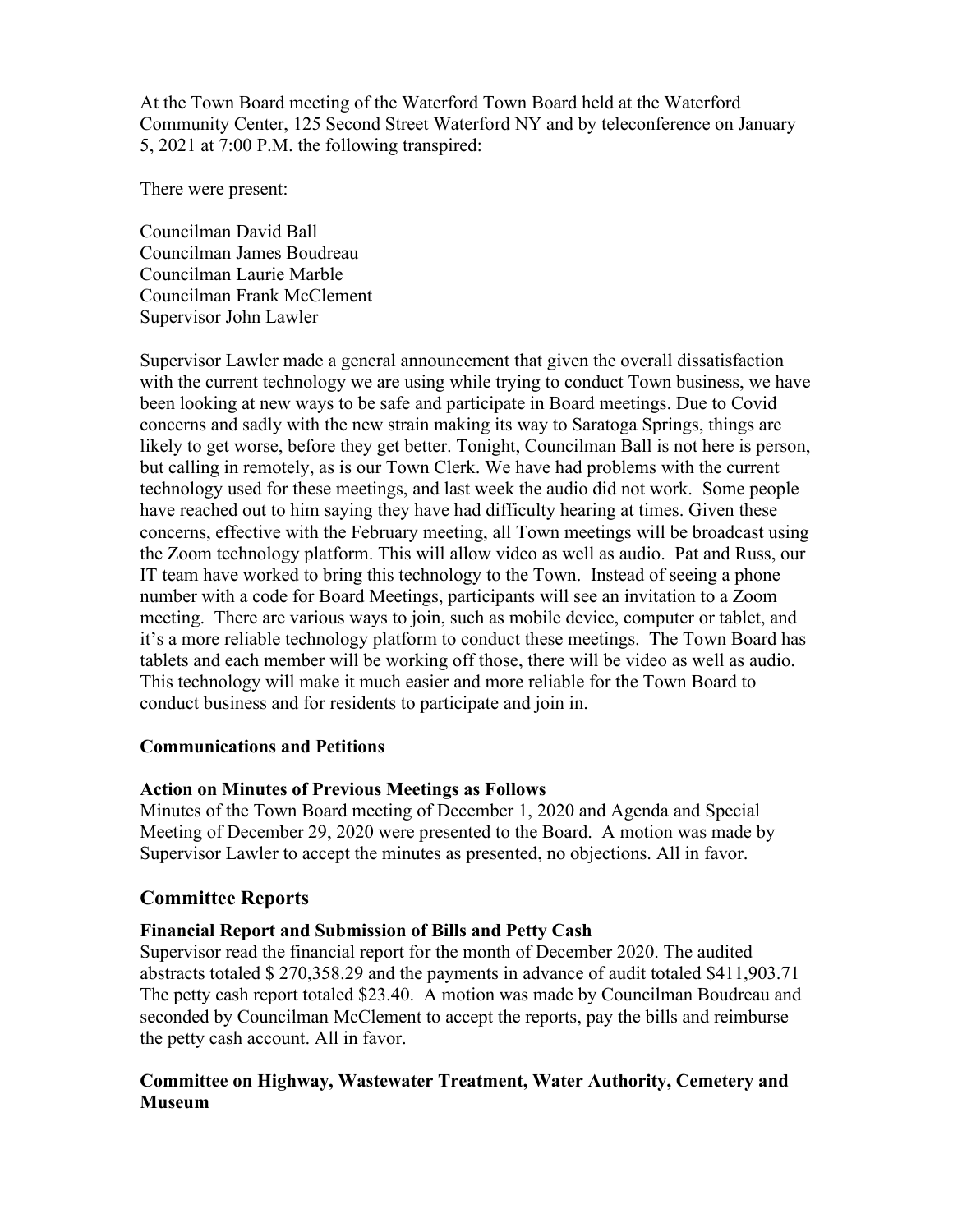At the Town Board meeting of the Waterford Town Board held at the Waterford Community Center, 125 Second Street Waterford NY and by teleconference on January 5, 2021 at 7:00 P.M. the following transpired:

There were present:

Councilman David Ball
Councilman James Boudreau
Councilman Laurie Marble
Councilman Frank McClement
Supervisor John Lawler

Supervisor Lawler made a general announcement that given the overall dissatisfaction with the current technology we are using while trying to conduct Town business, we have been looking at new ways to be safe and participate in Board meetings. Due to Covid concerns and sadly with the new strain making its way to Saratoga Springs, things are likely to get worse, before they get better. Tonight, Councilman Ball is not here is person, but calling in remotely, as is our Town Clerk. We have had problems with the current technology used for these meetings, and last week the audio did not work. Some people have reached out to him saying they have had difficulty hearing at times. Given these concerns, effective with the February meeting, all Town meetings will be broadcast using the Zoom technology platform. This will allow video as well as audio. Pat and Russ, our IT team have worked to bring this technology to the Town. Instead of seeing a phone number with a code for Board Meetings, participants will see an invitation to a Zoom meeting. There are various ways to join, such as mobile device, computer or tablet, and it's a more reliable technology platform to conduct these meetings. The Town Board has tablets and each member will be working off those, there will be video as well as audio. This technology will make it much easier and more reliable for the Town Board to conduct business and for residents to participate and join in.

### Communications and Petitions

### Action on Minutes of Previous Meetings as Follows

Minutes of the Town Board meeting of December 1, 2020 and Agenda and Special Meeting of December 29, 2020 were presented to the Board. A motion was made by Supervisor Lawler to accept the minutes as presented, no objections. All in favor.

## Committee Reports

### Financial Report and Submission of Bills and Petty Cash

Supervisor read the financial report for the month of December 2020. The audited abstracts totaled $ 270,358.29 and the payments in advance of audit totaled $411,903.71 The petty cash report totaled $23.40. A motion was made by Councilman Boudreau and seconded by Councilman McClement to accept the reports, pay the bills and reimburse the petty cash account. All in favor.

### Committee on Highway, Wastewater Treatment, Water Authority, Cemetery and Museum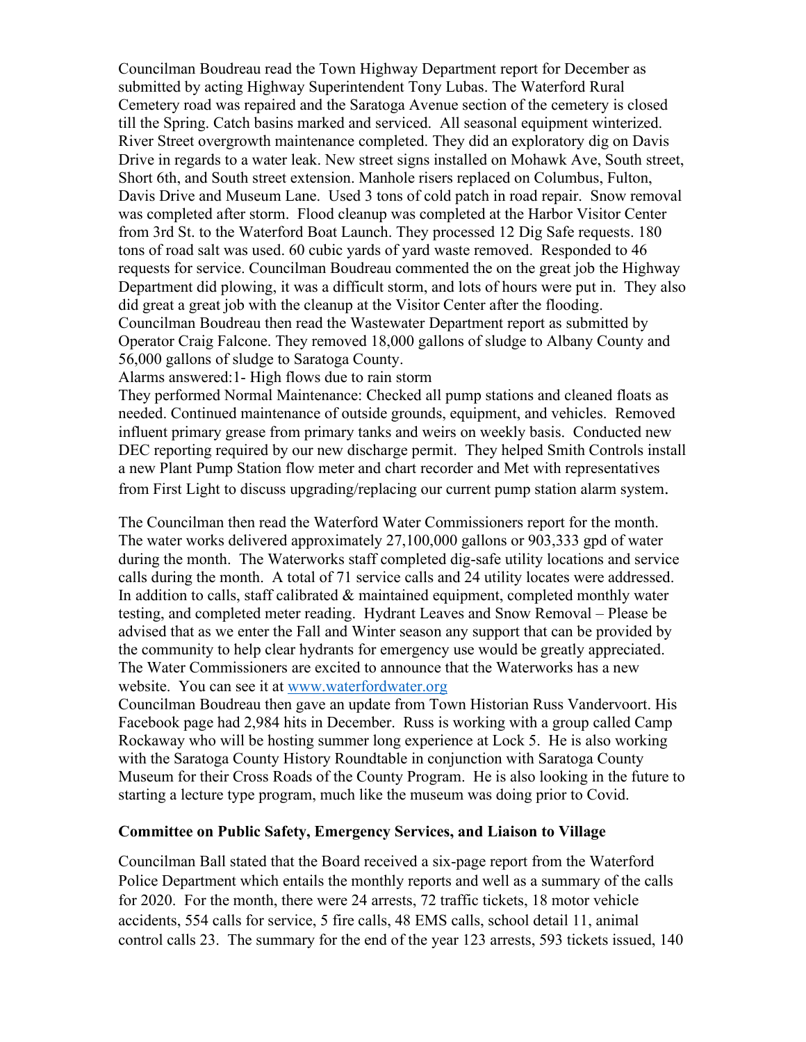Councilman Boudreau read the Town Highway Department report for December as submitted by acting Highway Superintendent Tony Lubas. The Waterford Rural Cemetery road was repaired and the Saratoga Avenue section of the cemetery is closed till the Spring. Catch basins marked and serviced. All seasonal equipment winterized. River Street overgrowth maintenance completed. They did an exploratory dig on Davis Drive in regards to a water leak. New street signs installed on Mohawk Ave, South street, Short 6th, and South street extension. Manhole risers replaced on Columbus, Fulton, Davis Drive and Museum Lane. Used 3 tons of cold patch in road repair. Snow removal was completed after storm. Flood cleanup was completed at the Harbor Visitor Center from 3rd St. to the Waterford Boat Launch. They processed 12 Dig Safe requests. 180 tons of road salt was used. 60 cubic yards of yard waste removed. Responded to 46 requests for service. Councilman Boudreau commented the on the great job the Highway Department did plowing, it was a difficult storm, and lots of hours were put in. They also did great a great job with the cleanup at the Visitor Center after the flooding.
Councilman Boudreau then read the Wastewater Department report as submitted by Operator Craig Falcone. They removed 18,000 gallons of sludge to Albany County and 56,000 gallons of sludge to Saratoga County.
Alarms answered:1- High flows due to rain storm
They performed Normal Maintenance: Checked all pump stations and cleaned floats as needed. Continued maintenance of outside grounds, equipment, and vehicles. Removed influent primary grease from primary tanks and weirs on weekly basis. Conducted new DEC reporting required by our new discharge permit. They helped Smith Controls install a new Plant Pump Station flow meter and chart recorder and Met with representatives from First Light to discuss upgrading/replacing our current pump station alarm system.

The Councilman then read the Waterford Water Commissioners report for the month. The water works delivered approximately 27,100,000 gallons or 903,333 gpd of water during the month. The Waterworks staff completed dig-safe utility locations and service calls during the month. A total of 71 service calls and 24 utility locates were addressed. In addition to calls, staff calibrated & maintained equipment, completed monthly water testing, and completed meter reading. Hydrant Leaves and Snow Removal – Please be advised that as we enter the Fall and Winter season any support that can be provided by the community to help clear hydrants for emergency use would be greatly appreciated. The Water Commissioners are excited to announce that the Waterworks has a new website. You can see it at [www.waterfordwater.org](http://www.waterfordwater.org)
Councilman Boudreau then gave an update from Town Historian Russ Vandervoort. His Facebook page had 2,984 hits in December. Russ is working with a group called Camp Rockaway who will be hosting summer long experience at Lock 5. He is also working with the Saratoga County History Roundtable in conjunction with Saratoga County Museum for their Cross Roads of the County Program. He is also looking in the future to starting a lecture type program, much like the museum was doing prior to Covid.

**Committee on Public Safety, Emergency Services, and Liaison to Village**

Councilman Ball stated that the Board received a six-page report from the Waterford Police Department which entails the monthly reports and well as a summary of the calls for 2020. For the month, there were 24 arrests, 72 traffic tickets, 18 motor vehicle accidents, 554 calls for service, 5 fire calls, 48 EMS calls, school detail 11, animal control calls 23. The summary for the end of the year 123 arrests, 593 tickets issued, 140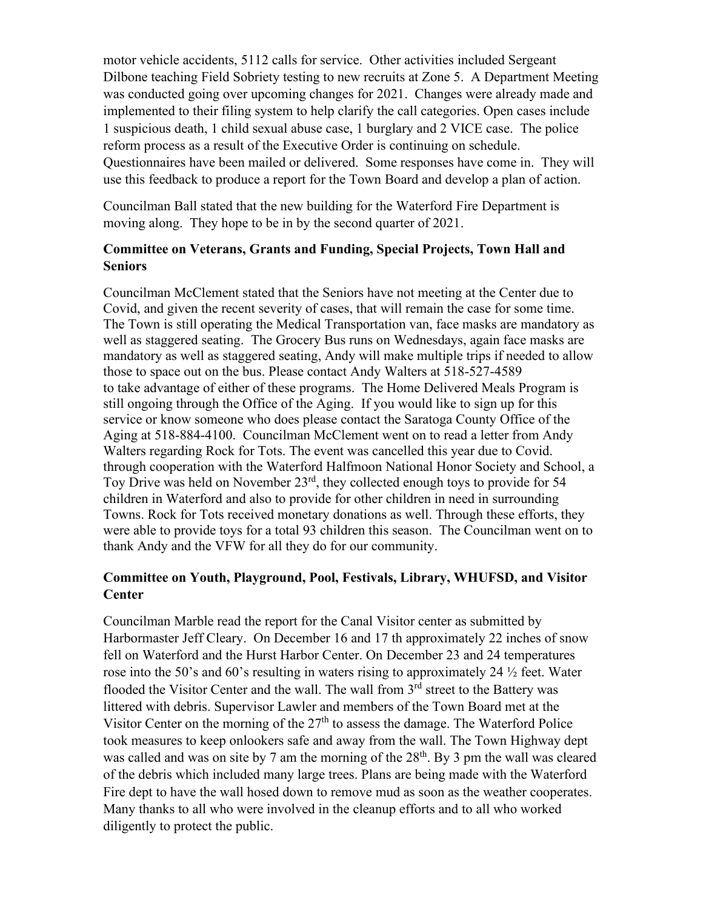motor vehicle accidents, 5112 calls for service. Other activities included Sergeant Dilbone teaching Field Sobriety testing to new recruits at Zone 5. A Department Meeting was conducted going over upcoming changes for 2021. Changes were already made and implemented to their filing system to help clarify the call categories. Open cases include 1 suspicious death, 1 child sexual abuse case, 1 burglary and 2 VICE case. The police reform process as a result of the Executive Order is continuing on schedule. Questionnaires have been mailed or delivered. Some responses have come in. They will use this feedback to produce a report for the Town Board and develop a plan of action.

Councilman Ball stated that the new building for the Waterford Fire Department is moving along. They hope to be in by the second quarter of 2021.

**Committee on Veterans, Grants and Funding, Special Projects, Town Hall and Seniors**

Councilman McClement stated that the Seniors have not meeting at the Center due to Covid, and given the recent severity of cases, that will remain the case for some time. The Town is still operating the Medical Transportation van, face masks are mandatory as well as staggered seating. The Grocery Bus runs on Wednesdays, again face masks are mandatory as well as staggered seating, Andy will make multiple trips if needed to allow those to space out on the bus. Please contact Andy Walters at 518-527-4589 to take advantage of either of these programs. The Home Delivered Meals Program is still ongoing through the Office of the Aging. If you would like to sign up for this service or know someone who does please contact the Saratoga County Office of the Aging at 518-884-4100. Councilman McClement went on to read a letter from Andy Walters regarding Rock for Tots. The event was cancelled this year due to Covid. through cooperation with the Waterford Halfmoon National Honor Society and School, a Toy Drive was held on November 23rd, they collected enough toys to provide for 54 children in Waterford and also to provide for other children in need in surrounding Towns. Rock for Tots received monetary donations as well. Through these efforts, they were able to provide toys for a total 93 children this season. The Councilman went on to thank Andy and the VFW for all they do for our community.

**Committee on Youth, Playground, Pool, Festivals, Library, WHUFSD, and Visitor Center**

Councilman Marble read the report for the Canal Visitor center as submitted by Harbormaster Jeff Cleary. On December 16 and 17 th approximately 22 inches of snow fell on Waterford and the Hurst Harbor Center. On December 23 and 24 temperatures rose into the 50's and 60's resulting in waters rising to approximately 24 ½ feet. Water flooded the Visitor Center and the wall. The wall from 3rd street to the Battery was littered with debris. Supervisor Lawler and members of the Town Board met at the Visitor Center on the morning of the 27th to assess the damage. The Waterford Police took measures to keep onlookers safe and away from the wall. The Town Highway dept was called and was on site by 7 am the morning of the 28th. By 3 pm the wall was cleared of the debris which included many large trees. Plans are being made with the Waterford Fire dept to have the wall hosed down to remove mud as soon as the weather cooperates. Many thanks to all who were involved in the cleanup efforts and to all who worked diligently to protect the public.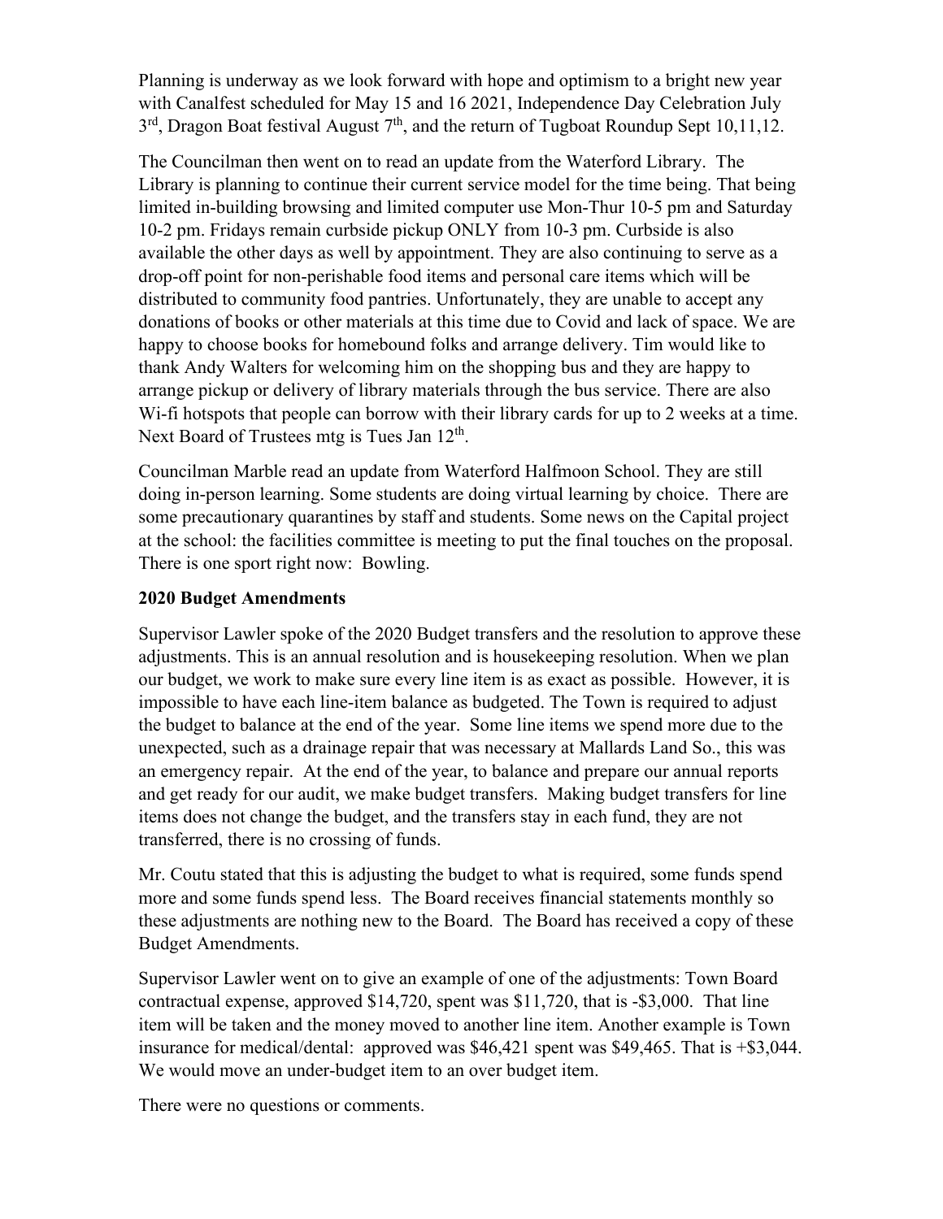Planning is underway as we look forward with hope and optimism to a bright new year with Canalfest scheduled for May 15 and 16 2021, Independence Day Celebration July 3rd, Dragon Boat festival August 7th, and the return of Tugboat Roundup Sept 10,11,12.

The Councilman then went on to read an update from the Waterford Library. The Library is planning to continue their current service model for the time being. That being limited in-building browsing and limited computer use Mon-Thur 10-5 pm and Saturday 10-2 pm. Fridays remain curbside pickup ONLY from 10-3 pm. Curbside is also available the other days as well by appointment. They are also continuing to serve as a drop-off point for non-perishable food items and personal care items which will be distributed to community food pantries. Unfortunately, they are unable to accept any donations of books or other materials at this time due to Covid and lack of space. We are happy to choose books for homebound folks and arrange delivery. Tim would like to thank Andy Walters for welcoming him on the shopping bus and they are happy to arrange pickup or delivery of library materials through the bus service. There are also Wi-fi hotspots that people can borrow with their library cards for up to 2 weeks at a time. Next Board of Trustees mtg is Tues Jan 12th.

Councilman Marble read an update from Waterford Halfmoon School. They are still doing in-person learning. Some students are doing virtual learning by choice. There are some precautionary quarantines by staff and students. Some news on the Capital project at the school: the facilities committee is meeting to put the final touches on the proposal. There is one sport right now: Bowling.

**2020 Budget Amendments**

Supervisor Lawler spoke of the 2020 Budget transfers and the resolution to approve these adjustments. This is an annual resolution and is housekeeping resolution. When we plan our budget, we work to make sure every line item is as exact as possible. However, it is impossible to have each line-item balance as budgeted. The Town is required to adjust the budget to balance at the end of the year. Some line items we spend more due to the unexpected, such as a drainage repair that was necessary at Mallards Land So., this was an emergency repair. At the end of the year, to balance and prepare our annual reports and get ready for our audit, we make budget transfers. Making budget transfers for line items does not change the budget, and the transfers stay in each fund, they are not transferred, there is no crossing of funds.

Mr. Coutu stated that this is adjusting the budget to what is required, some funds spend more and some funds spend less. The Board receives financial statements monthly so these adjustments are nothing new to the Board. The Board has received a copy of these Budget Amendments.

Supervisor Lawler went on to give an example of one of the adjustments: Town Board contractual expense, approved $14,720, spent was $11,720, that is -$3,000. That line item will be taken and the money moved to another line item. Another example is Town insurance for medical/dental: approved was $46,421 spent was $49,465. That is +$3,044. We would move an under-budget item to an over budget item.

There were no questions or comments.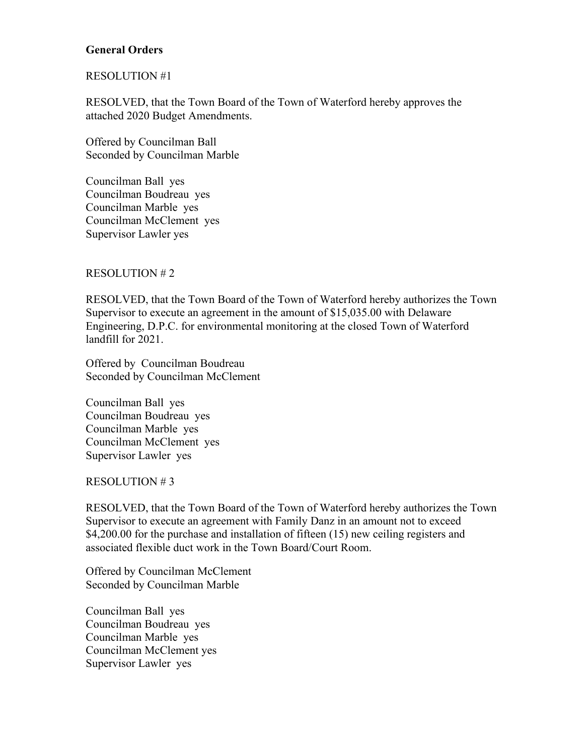**General Orders**

RESOLUTION #1

RESOLVED, that the Town Board of the Town of Waterford hereby approves the attached 2020 Budget Amendments.

Offered by Councilman Ball
Seconded by Councilman Marble

Councilman Ball yes
Councilman Boudreau yes
Councilman Marble yes
Councilman McClement yes
Supervisor Lawler yes

RESOLUTION # 2

RESOLVED, that the Town Board of the Town of Waterford hereby authorizes the Town Supervisor to execute an agreement in the amount of $15,035.00 with Delaware Engineering, D.P.C. for environmental monitoring at the closed Town of Waterford landfill for 2021.

Offered by Councilman Boudreau
Seconded by Councilman McClement

Councilman Ball yes
Councilman Boudreau yes
Councilman Marble yes
Councilman McClement yes
Supervisor Lawler yes

RESOLUTION # 3

RESOLVED, that the Town Board of the Town of Waterford hereby authorizes the Town Supervisor to execute an agreement with Family Danz in an amount not to exceed $4,200.00 for the purchase and installation of fifteen (15) new ceiling registers and associated flexible duct work in the Town Board/Court Room.

Offered by Councilman McClement
Seconded by Councilman Marble

Councilman Ball yes
Councilman Boudreau yes
Councilman Marble yes
Councilman McClement yes
Supervisor Lawler yes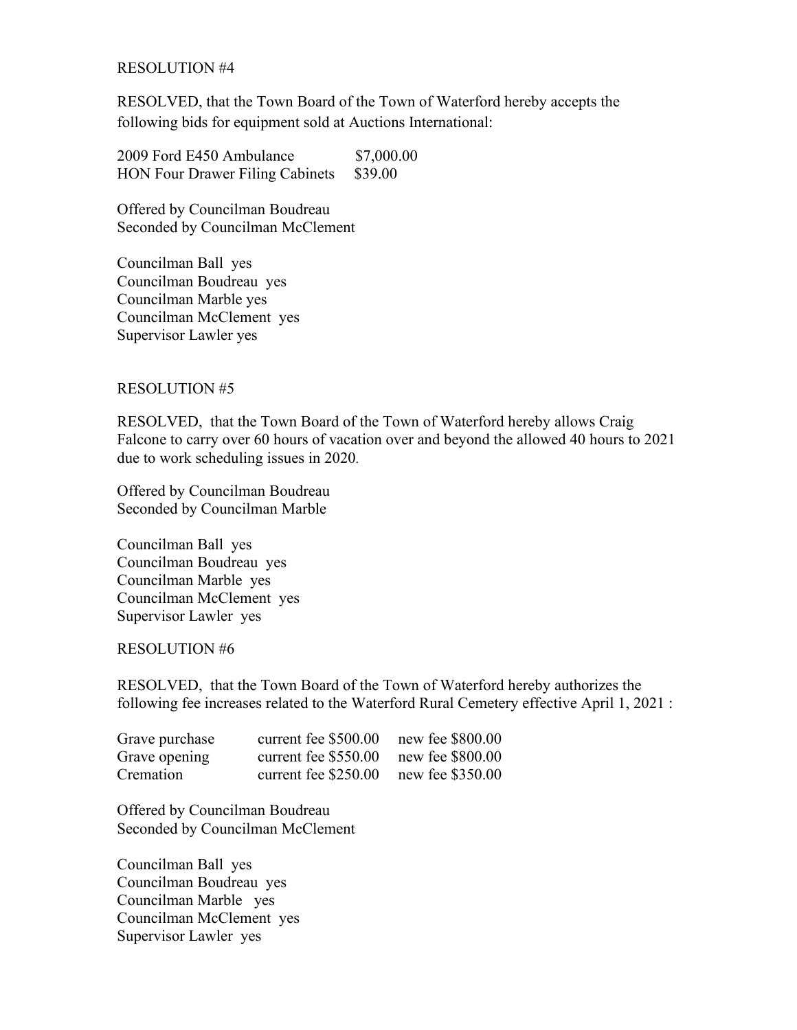RESOLUTION #4

RESOLVED, that the Town Board of the Town of Waterford hereby accepts the following bids for equipment sold at Auctions International:

| | |
|---|---|
| 2009 Ford E450 Ambulance | $7,000.00 |
| HON Four Drawer Filing Cabinets | $39.00 |

Offered by Councilman Boudreau
Seconded by Councilman McClement

Councilman Ball yes
Councilman Boudreau yes
Councilman Marble yes
Councilman McClement yes
Supervisor Lawler yes

RESOLUTION #5

RESOLVED, that the Town Board of the Town of Waterford hereby allows Craig Falcone to carry over 60 hours of vacation over and beyond the allowed 40 hours to 2021 due to work scheduling issues in 2020.

Offered by Councilman Boudreau
Seconded by Councilman Marble

Councilman Ball yes
Councilman Boudreau yes
Councilman Marble yes
Councilman McClement yes
Supervisor Lawler yes

RESOLUTION #6

RESOLVED, that the Town Board of the Town of Waterford hereby authorizes the following fee increases related to the Waterford Rural Cemetery effective April 1, 2021 :

| | | |
|---|---|---|
| Grave purchase | current fee $500.00 | new fee $800.00 |
| Grave opening | current fee $550.00 | new fee $800.00 |
| Cremation | current fee $250.00 | new fee $350.00 |

Offered by Councilman Boudreau
Seconded by Councilman McClement

Councilman Ball yes
Councilman Boudreau yes
Councilman Marble yes
Councilman McClement yes
Supervisor Lawler yes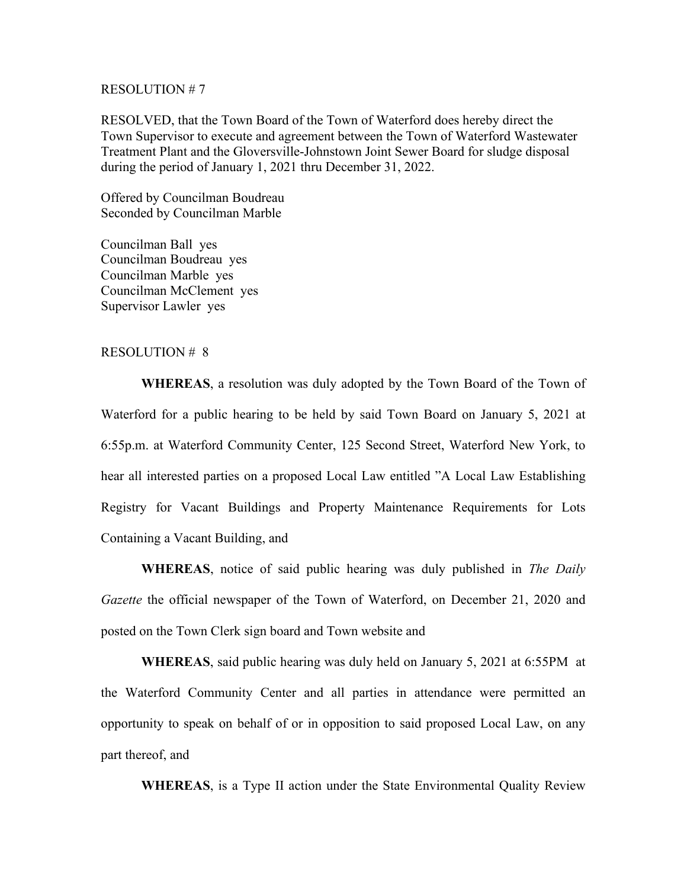RESOLUTION # 7

RESOLVED, that the Town Board of the Town of Waterford does hereby direct the Town Supervisor to execute and agreement between the Town of Waterford Wastewater Treatment Plant and the Gloversville-Johnstown Joint Sewer Board for sludge disposal during the period of January 1, 2021 thru December 31, 2022.

Offered by Councilman Boudreau
Seconded by Councilman Marble

Councilman Ball yes
Councilman Boudreau yes
Councilman Marble yes
Councilman McClement yes
Supervisor Lawler yes

RESOLUTION # 8

**WHEREAS**, a resolution was duly adopted by the Town Board of the Town of Waterford for a public hearing to be held by said Town Board on January 5, 2021 at 6:55p.m. at Waterford Community Center, 125 Second Street, Waterford New York, to hear all interested parties on a proposed Local Law entitled "A Local Law Establishing Registry for Vacant Buildings and Property Maintenance Requirements for Lots Containing a Vacant Building, and

**WHEREAS**, notice of said public hearing was duly published in *The Daily Gazette* the official newspaper of the Town of Waterford, on December 21, 2020 and posted on the Town Clerk sign board and Town website and

**WHEREAS**, said public hearing was duly held on January 5, 2021 at 6:55PM at the Waterford Community Center and all parties in attendance were permitted an opportunity to speak on behalf of or in opposition to said proposed Local Law, on any part thereof, and

**WHEREAS**, is a Type II action under the State Environmental Quality Review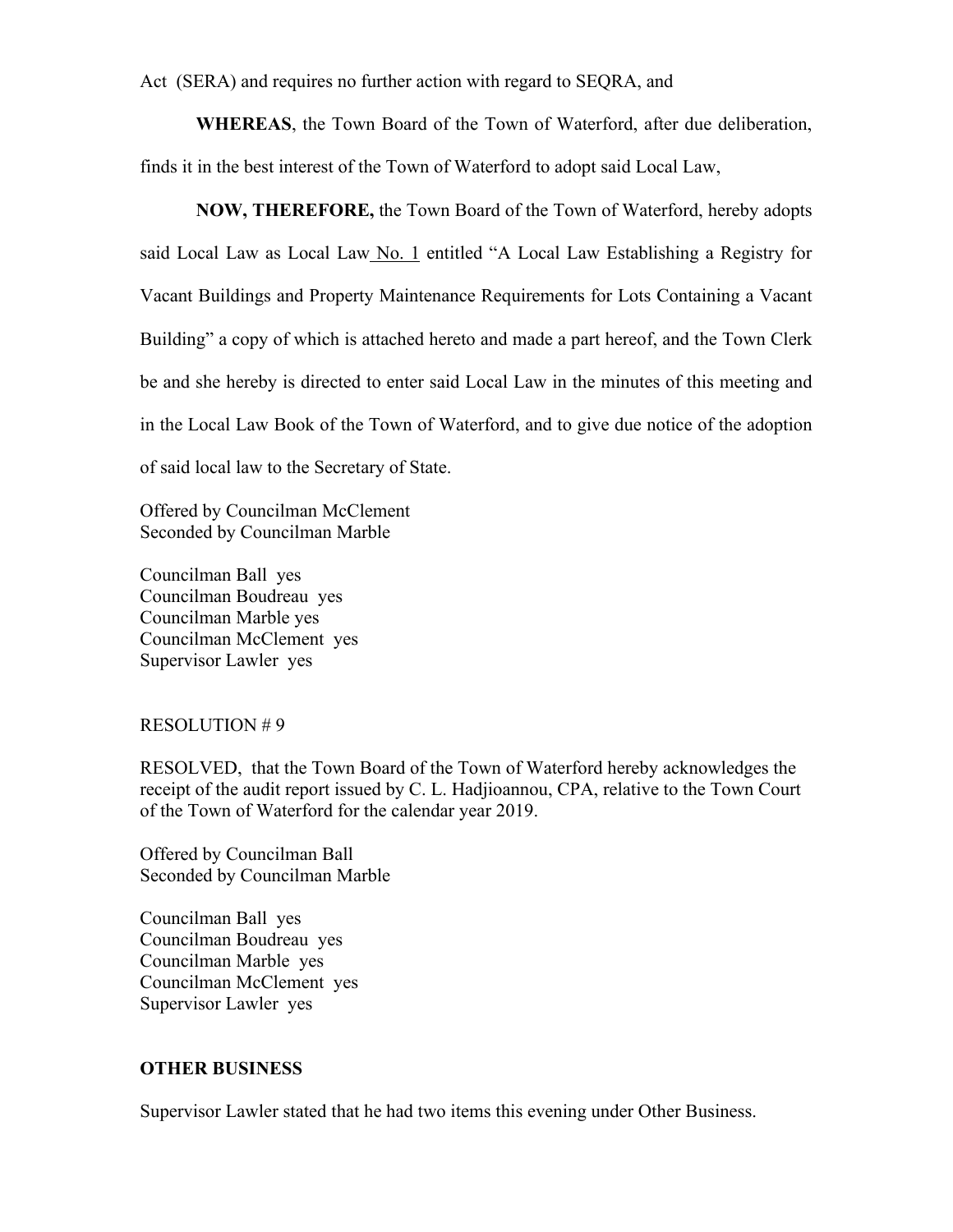Act (SERA) and requires no further action with regard to SEQRA, and

**WHEREAS**, the Town Board of the Town of Waterford, after due deliberation, finds it in the best interest of the Town of Waterford to adopt said Local Law,

**NOW, THEREFORE,** the Town Board of the Town of Waterford, hereby adopts said Local Law as Local Law No. 1 entitled "A Local Law Establishing a Registry for Vacant Buildings and Property Maintenance Requirements for Lots Containing a Vacant Building" a copy of which is attached hereto and made a part hereof, and the Town Clerk be and she hereby is directed to enter said Local Law in the minutes of this meeting and in the Local Law Book of the Town of Waterford, and to give due notice of the adoption of said local law to the Secretary of State.

Offered by Councilman McClement
Seconded by Councilman Marble

Councilman Ball yes
Councilman Boudreau yes
Councilman Marble yes
Councilman McClement yes
Supervisor Lawler yes

RESOLUTION # 9

RESOLVED, that the Town Board of the Town of Waterford hereby acknowledges the receipt of the audit report issued by C. L. Hadjioannou, CPA, relative to the Town Court of the Town of Waterford for the calendar year 2019.

Offered by Councilman Ball
Seconded by Councilman Marble

Councilman Ball yes
Councilman Boudreau yes
Councilman Marble yes
Councilman McClement yes
Supervisor Lawler yes

**OTHER BUSINESS**

Supervisor Lawler stated that he had two items this evening under Other Business.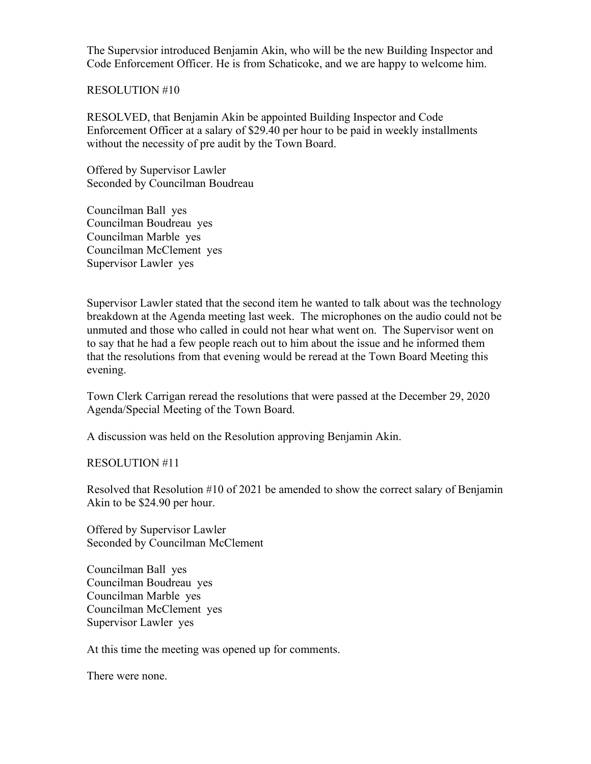The Supervsior introduced Benjamin Akin, who will be the new Building Inspector and Code Enforcement Officer. He is from Schaticoke, and we are happy to welcome him.

RESOLUTION #10

RESOLVED, that Benjamin Akin be appointed Building Inspector and Code Enforcement Officer at a salary of $29.40 per hour to be paid in weekly installments without the necessity of pre audit by the Town Board.

Offered by Supervisor Lawler
Seconded by Councilman Boudreau

Councilman Ball yes
Councilman Boudreau yes
Councilman Marble yes
Councilman McClement yes
Supervisor Lawler yes

Supervisor Lawler stated that the second item he wanted to talk about was the technology breakdown at the Agenda meeting last week. The microphones on the audio could not be unmuted and those who called in could not hear what went on. The Supervisor went on to say that he had a few people reach out to him about the issue and he informed them that the resolutions from that evening would be reread at the Town Board Meeting this evening.

Town Clerk Carrigan reread the resolutions that were passed at the December 29, 2020 Agenda/Special Meeting of the Town Board.

A discussion was held on the Resolution approving Benjamin Akin.

RESOLUTION #11

Resolved that Resolution #10 of 2021 be amended to show the correct salary of Benjamin Akin to be $24.90 per hour.

Offered by Supervisor Lawler
Seconded by Councilman McClement

Councilman Ball yes
Councilman Boudreau yes
Councilman Marble yes
Councilman McClement yes
Supervisor Lawler yes

At this time the meeting was opened up for comments.

There were none.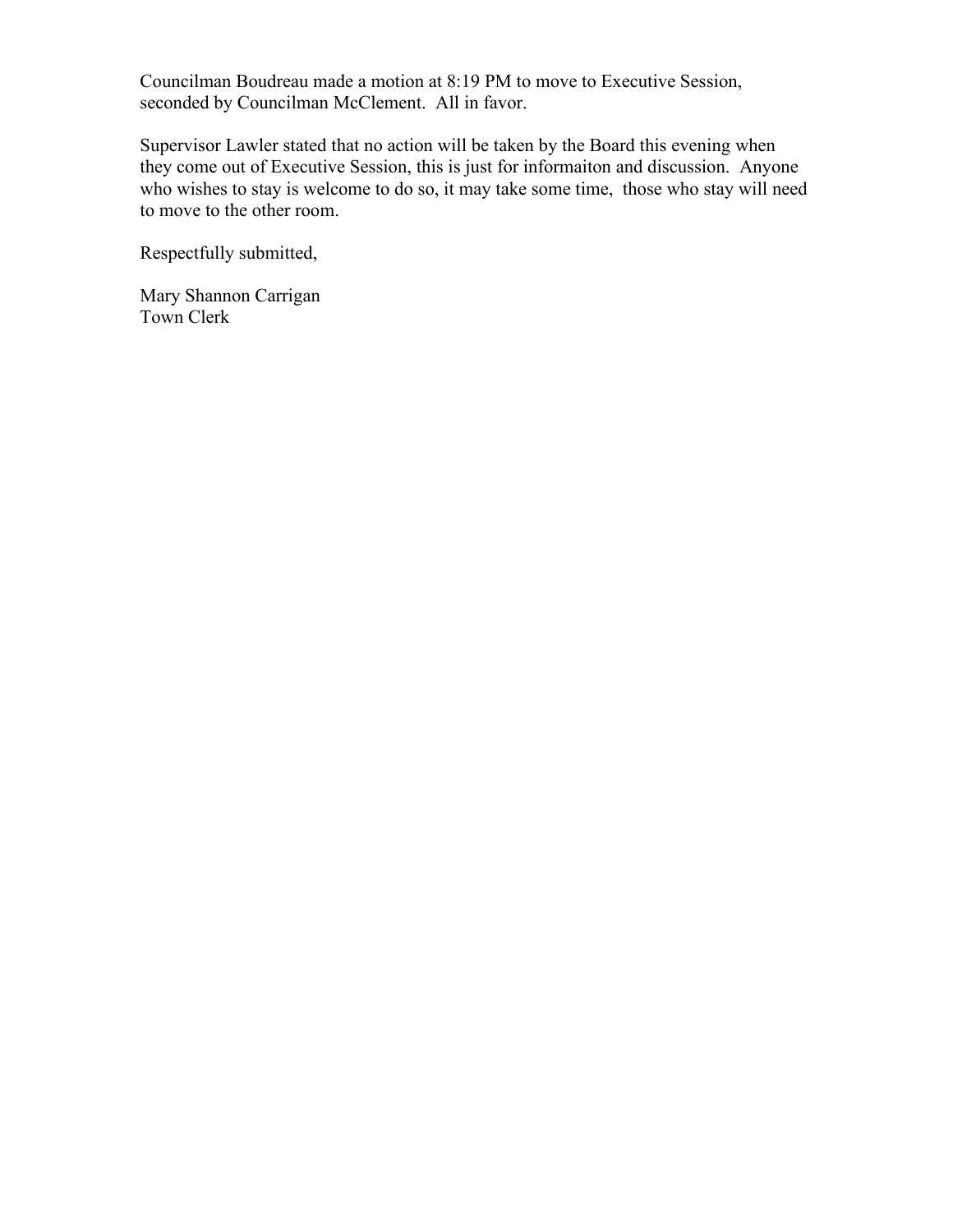Councilman Boudreau made a motion at 8:19 PM to move to Executive Session, seconded by Councilman McClement. All in favor.

Supervisor Lawler stated that no action will be taken by the Board this evening when they come out of Executive Session, this is just for informaiton and discussion. Anyone who wishes to stay is welcome to do so, it may take some time, those who stay will need to move to the other room.

Respectfully submitted,

Mary Shannon Carrigan
Town Clerk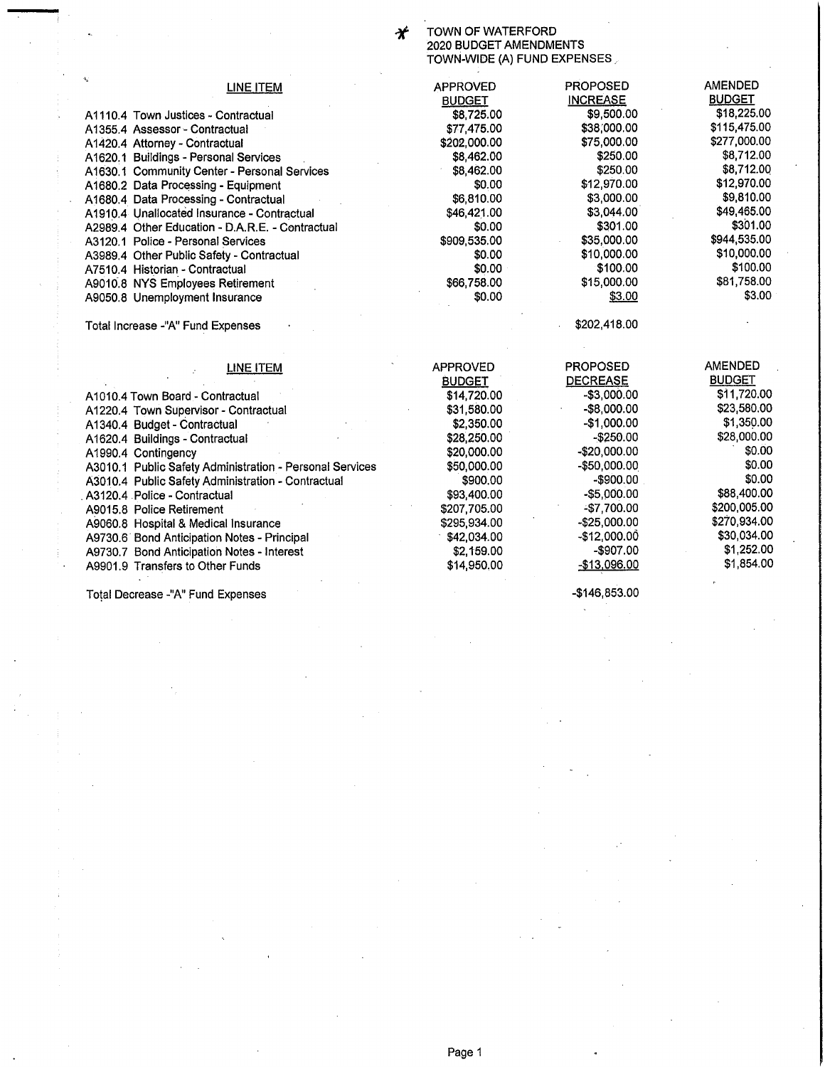TOWN OF WATERFORD
2020 BUDGET AMENDMENTS
TOWN-WIDE (A) FUND EXPENSES

| LINE ITEM | APPROVED BUDGET | PROPOSED INCREASE | AMENDED BUDGET |
|---|---|---|---|
| A1110.4 Town Justices - Contractual | $8,725.00 | $9,500.00 | $18,225.00 |
| A1355.4 Assessor - Contractual | $77,475.00 | $38,000.00 | $115,475.00 |
| A1420.4 Attorney - Contractual | $202,000.00 | $75,000.00 | $277,000.00 |
| A1620.1 Buildings - Personal Services | $8,462.00 | $250.00 | $8,712.00 |
| A1630.1 Community Center - Personal Services | $8,462.00 | $250.00 | $8,712.00 |
| A1680.2 Data Processing - Equipment | $0.00 | $12,970.00 | $12,970.00 |
| A1680.4 Data Processing - Contractual | $6,810.00 | $3,000.00 | $9,810.00 |
| A1910.4 Unallocated Insurance - Contractual | $46,421.00 | $3,044.00 | $49,465.00 |
| A2989.4 Other Education - D.A.R.E. - Contractual | $0.00 | $301.00 | $301.00 |
| A3120.1 Police - Personal Services | $909,535.00 | $35,000.00 | $944,535.00 |
| A3989.4 Other Public Safety - Contractual | $0.00 | $10,000.00 | $10,000.00 |
| A7510.4 Historian - Contractual | $0.00 | $100.00 | $100.00 |
| A9010.8 NYS Employees Retirement | $66,758.00 | $15,000.00 | $81,758.00 |
| A9050.8 Unemployment Insurance | $0.00 | $3.00 | $3.00 |
| Total Increase -"A" Fund Expenses | | $202,418.00 | |

| LINE ITEM | APPROVED BUDGET | PROPOSED DECREASE | AMENDED BUDGET |
|---|---|---|---|
| A1010.4 Town Board - Contractual | $14,720.00 | -$3,000.00 | $11,720.00 |
| A1220.4 Town Supervisor - Contractual | $31,580.00 | -$8,000.00 | $23,580.00 |
| A1340.4 Budget - Contractual | $2,350.00 | -$1,000.00 | $1,350.00 |
| A1620.4 Buildings - Contractual | $28,250.00 | -$250.00 | $28,000.00 |
| A1990.4 Contingency | $20,000.00 | -$20,000.00 | $0.00 |
| A3010.1 Public Safety Administration - Personal Services | $50,000.00 | -$50,000.00 | $0.00 |
| A3010.4 Public Safety Administration - Contractual | $900.00 | -$900.00 | $0.00 |
| A3120.4 Police - Contractual | $93,400.00 | -$5,000.00 | $88,400.00 |
| A9015.8 Police Retirement | $207,705.00 | -$7,700.00 | $200,005.00 |
| A9060.8 Hospital & Medical Insurance | $295,934.00 | -$25,000.00 | $270,934.00 |
| A9730.6 Bond Anticipation Notes - Principal | $42,034.00 | -$12,000.00 | $30,034.00 |
| A9730.7 Bond Anticipation Notes - Interest | $2,159.00 | -$907.00 | $1,252.00 |
| A9901.9 Transfers to Other Funds | $14,950.00 | -$13,096.00 | $1,854.00 |
| Total Decrease -"A" Fund Expenses | | -$146,853.00 | |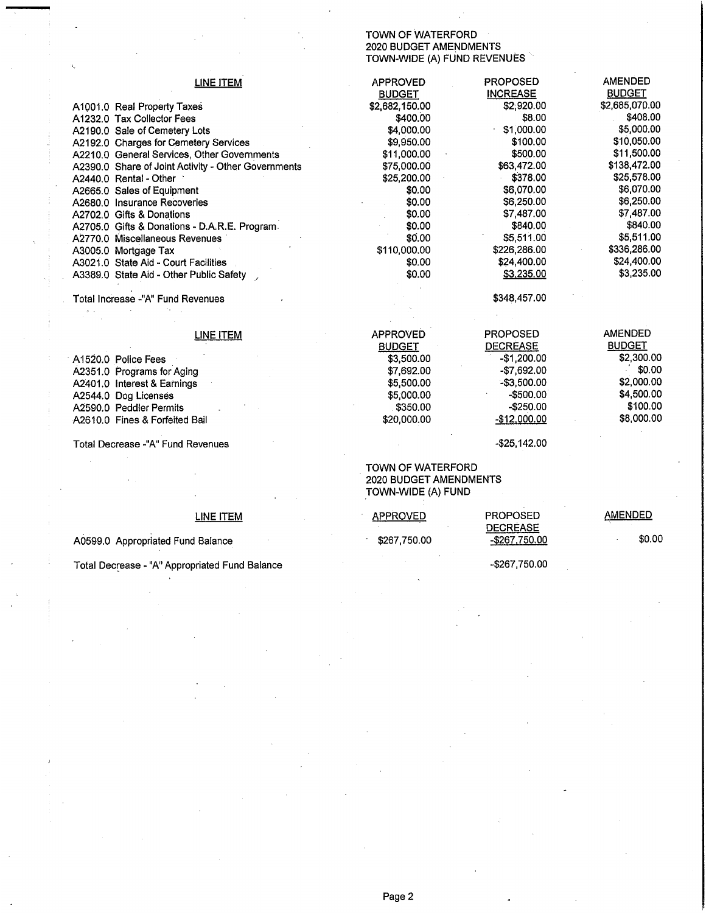TOWN OF WATERFORD
2020 BUDGET AMENDMENTS
TOWN-WIDE (A) FUND REVENUES

| LINE ITEM | APPROVED BUDGET | PROPOSED INCREASE | AMENDED BUDGET |
|---|---|---|---|
| A1001.0 Real Property Taxes | $2,682,150.00 | $2,920.00 | $2,685,070.00 |
| A1232.0 Tax Collector Fees | $400.00 | $8.00 | $408.00 |
| A2190.0 Sale of Cemetery Lots | $4,000.00 | $1,000.00 | $5,000.00 |
| A2192.0 Charges for Cemetery Services | $9,950.00 | $100.00 | $10,050.00 |
| A2210.0 General Services, Other Governments | $11,000.00 | $500.00 | $11,500.00 |
| A2390.0 Share of Joint Activity - Other Governments | $75,000.00 | $63,472.00 | $138,472.00 |
| A2440.0 Rental - Other | $25,200.00 | $378.00 | $25,578.00 |
| A2665.0 Sales of Equipment | $0.00 | $6,070.00 | $6,070.00 |
| A2680.0 Insurance Recoveries | $0.00 | $6,250.00 | $6,250.00 |
| A2702.0 Gifts & Donations | $0.00 | $7,487.00 | $7,487.00 |
| A2705.0 Gifts & Donations - D.A.R.E. Program | $0.00 | $840.00 | $840.00 |
| A2770.0 Miscellaneous Revenues | $0.00 | $5,511.00 | $5,511.00 |
| A3005.0 Mortgage Tax | $110,000.00 | $226,286.00 | $336,286.00 |
| A3021.0 State Aid - Court Facilities | $0.00 | $24,400.00 | $24,400.00 |
| A3389.0 State Aid - Other Public Safety | $0.00 | $3,235.00 | $3,235.00 |
| Total Increase -"A" Fund Revenues | | $348,457.00 | |

| LINE ITEM | APPROVED BUDGET | PROPOSED DECREASE | AMENDED BUDGET |
|---|---|---|---|
| A1520.0 Police Fees | $3,500.00 | -$1,200.00 | $2,300.00 |
| A2351.0 Programs for Aging | $7,692.00 | -$7,692.00 | $0.00 |
| A2401.0 Interest & Earnings | $5,500.00 | -$3,500.00 | $2,000.00 |
| A2544.0 Dog Licenses | $5,000.00 | -$500.00 | $4,500.00 |
| A2590.0 Peddler Permits | $350.00 | -$250.00 | $100.00 |
| A2610.0 Fines & Forfeited Bail | $20,000.00 | -$12,000.00 | $8,000.00 |
| Total Decrease -"A" Fund Revenues | | -$25,142.00 | |

TOWN OF WATERFORD
2020 BUDGET AMENDMENTS
TOWN-WIDE (A) FUND

| LINE ITEM | APPROVED | PROPOSED DECREASE | AMENDED |
|---|---|---|---|
| A0599.0 Appropriated Fund Balance | $267,750.00 | -$267,750.00 | $0.00 |
| Total Decrease - "A" Appropriated Fund Balance | | -$267,750.00 | |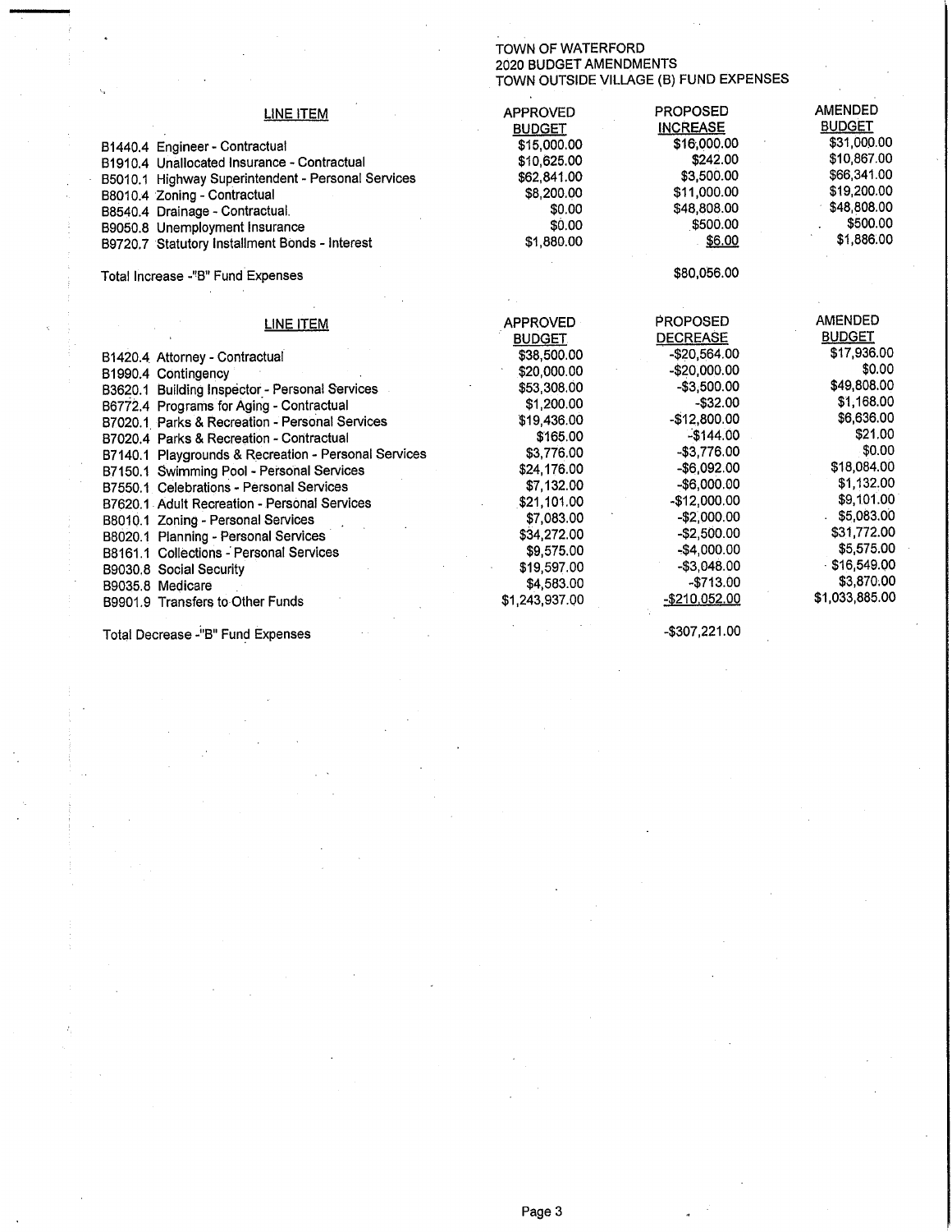# TOWN OF WATERFORD
## 2020 BUDGET AMENDMENTS
## TOWN OUTSIDE VILLAGE (B) FUND EXPENSES

| LINE ITEM | APPROVED BUDGET | PROPOSED INCREASE | AMENDED BUDGET |
|---|---|---|---|
| B1440.4 Engineer - Contractual | $15,000.00 | $16,000.00 | $31,000.00 |
| B1910.4 Unallocated Insurance - Contractual | $10,625.00 | $242.00 | $10,867.00 |
| B5010.1 Highway Superintendent - Personal Services | $62,841.00 | $3,500.00 | $66,341.00 |
| B8010.4 Zoning - Contractual | $8,200.00 | $11,000.00 | $19,200.00 |
| B8540.4 Drainage - Contractual. | $0.00 | $48,808.00 | $48,808.00 |
| B9050.8 Unemployment Insurance | $0.00 | $500.00 | $500.00 |
| B9720.7 Statutory Installment Bonds - Interest | $1,880.00 | $6.00 | $1,886.00 |
| | | | |
| Total Increase -"B" Fund Expenses | | $80,056.00 | |

| LINE ITEM | APPROVED BUDGET | PROPOSED DECREASE | AMENDED BUDGET |
|---|---|---|---|
| B1420.4 Attorney - Contractual | $38,500.00 | -$20,564.00 | $17,936.00 |
| B1990.4 Contingency | $20,000.00 | -$20,000.00 | $0.00 |
| B3620.1 Building Inspector - Personal Services | $53,308.00 | -$3,500.00 | $49,808.00 |
| B6772.4 Programs for Aging - Contractual | $1,200.00 | -$32.00 | $1,168.00 |
| B7020.1 Parks & Recreation - Personal Services | $19,436.00 | -$12,800.00 | $6,636.00 |
| B7020.4 Parks & Recreation - Contractual | $165.00 | -$144.00 | $21.00 |
| B7140.1 Playgrounds & Recreation - Personal Services | $3,776.00 | -$3,776.00 | $0.00 |
| B7150.1 Swimming Pool - Personal Services | $24,176.00 | -$6,092.00 | $18,084.00 |
| B7550.1 Celebrations - Personal Services | $7,132.00 | -$6,000.00 | $1,132.00 |
| B7620.1 Adult Recreation - Personal Services | $21,101.00 | -$12,000.00 | $9,101.00 |
| B8010.1 Zoning - Personal Services | $7,083.00 | -$2,000.00 | $5,083.00 |
| B8020.1 Planning - Personal Services | $34,272.00 | -$2,500.00 | $31,772.00 |
| B8161.1 Collections - Personal Services | $9,575.00 | -$4,000.00 | $5,575.00 |
| B9030.8 Social Security | $19,597.00 | -$3,048.00 | $16,549.00 |
| B9035.8 Medicare | $4,583.00 | -$713.00 | $3,870.00 |
| B9901.9 Transfers to Other Funds | $1,243,937.00 | -$210,052.00 | $1,033,885.00 |
| | | | |
| Total Decrease -"B" Fund Expenses | | -$307,221.00 | |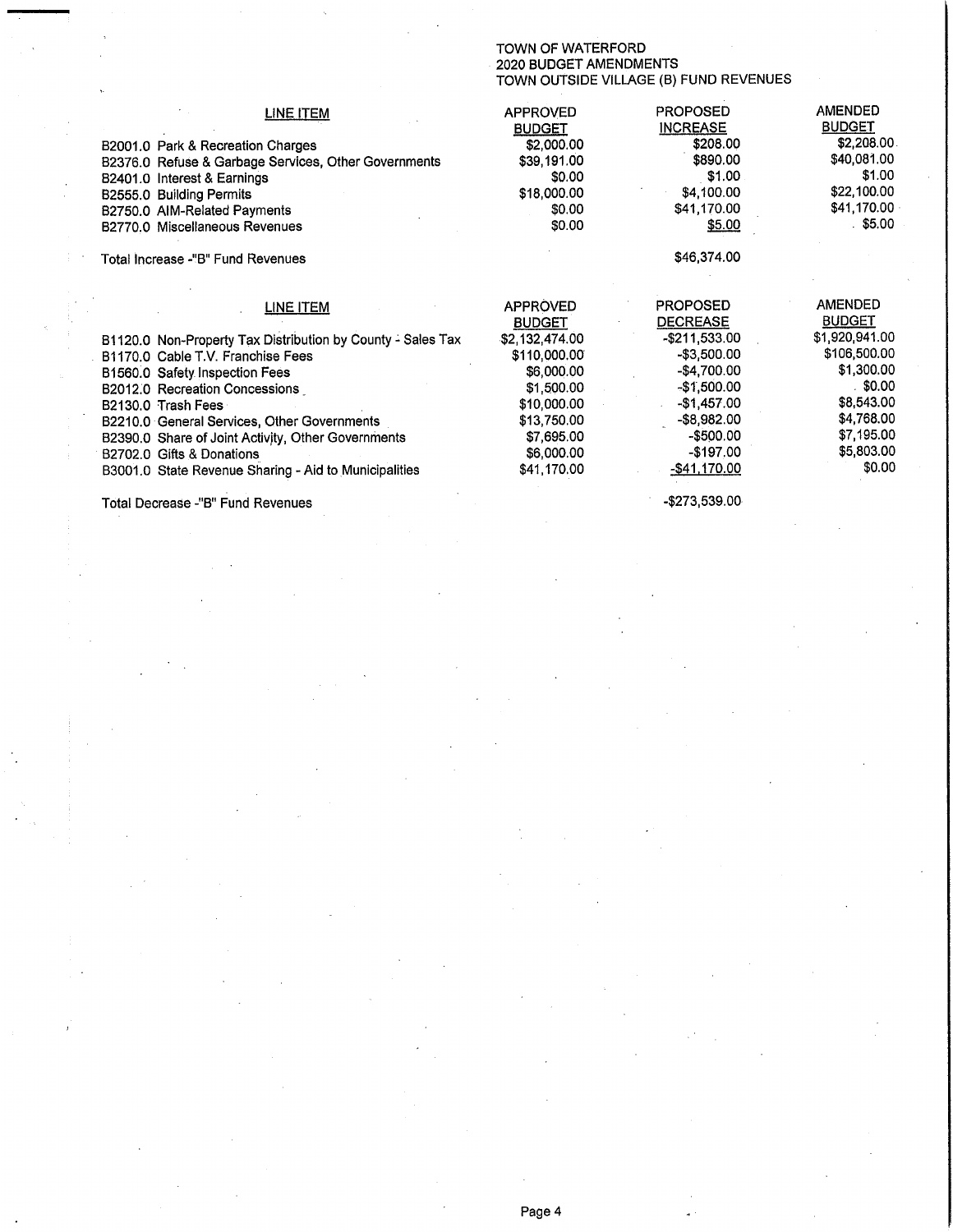TOWN OF WATERFORD
2020 BUDGET AMENDMENTS
TOWN OUTSIDE VILLAGE (B) FUND REVENUES

| LINE ITEM | APPROVED BUDGET | PROPOSED INCREASE | AMENDED BUDGET |
|---|---|---|---|
| B2001.0 Park & Recreation Charges | $2,000.00 | $208.00 | $2,208.00 |
| B2376.0 Refuse & Garbage Services, Other Governments | $39,191.00 | $890.00 | $40,081.00 |
| B2401.0 Interest & Earnings | $0.00 | $1.00 | $1.00 |
| B2555.0 Building Permits | $18,000.00 | $4,100.00 | $22,100.00 |
| B2750.0 AIM-Related Payments | $0.00 | $41,170.00 | $41,170.00 |
| B2770.0 Miscellaneous Revenues | $0.00 | $5.00 | $5.00 |
| Total Increase -"B" Fund Revenues | | $46,374.00 | |

| LINE ITEM | APPROVED BUDGET | PROPOSED DECREASE | AMENDED BUDGET |
|---|---|---|---|
| B1120.0 Non-Property Tax Distribution by County - Sales Tax | $2,132,474.00 | -$211,533.00 | $1,920,941.00 |
| B1170.0 Cable T.V. Franchise Fees | $110,000.00 | -$3,500.00 | $106,500.00 |
| B1560.0 Safety Inspection Fees | $6,000.00 | -$4,700.00 | $1,300.00 |
| B2012.0 Recreation Concessions | $1,500.00 | -$1,500.00 | $0.00 |
| B2130.0 Trash Fees | $10,000.00 | -$1,457.00 | $8,543.00 |
| B2210.0 General Services, Other Governments | $13,750.00 | -$8,982.00 | $4,768.00 |
| B2390.0 Share of Joint Activity, Other Governments | $7,695.00 | -$500.00 | $7,195.00 |
| B2702.0 Gifts & Donations | $6,000.00 | -$197.00 | $5,803.00 |
| B3001.0 State Revenue Sharing - Aid to Municipalities | $41,170.00 | -$41,170.00 | $0.00 |
| Total Decrease -"B" Fund Revenues | | -$273,539.00 | |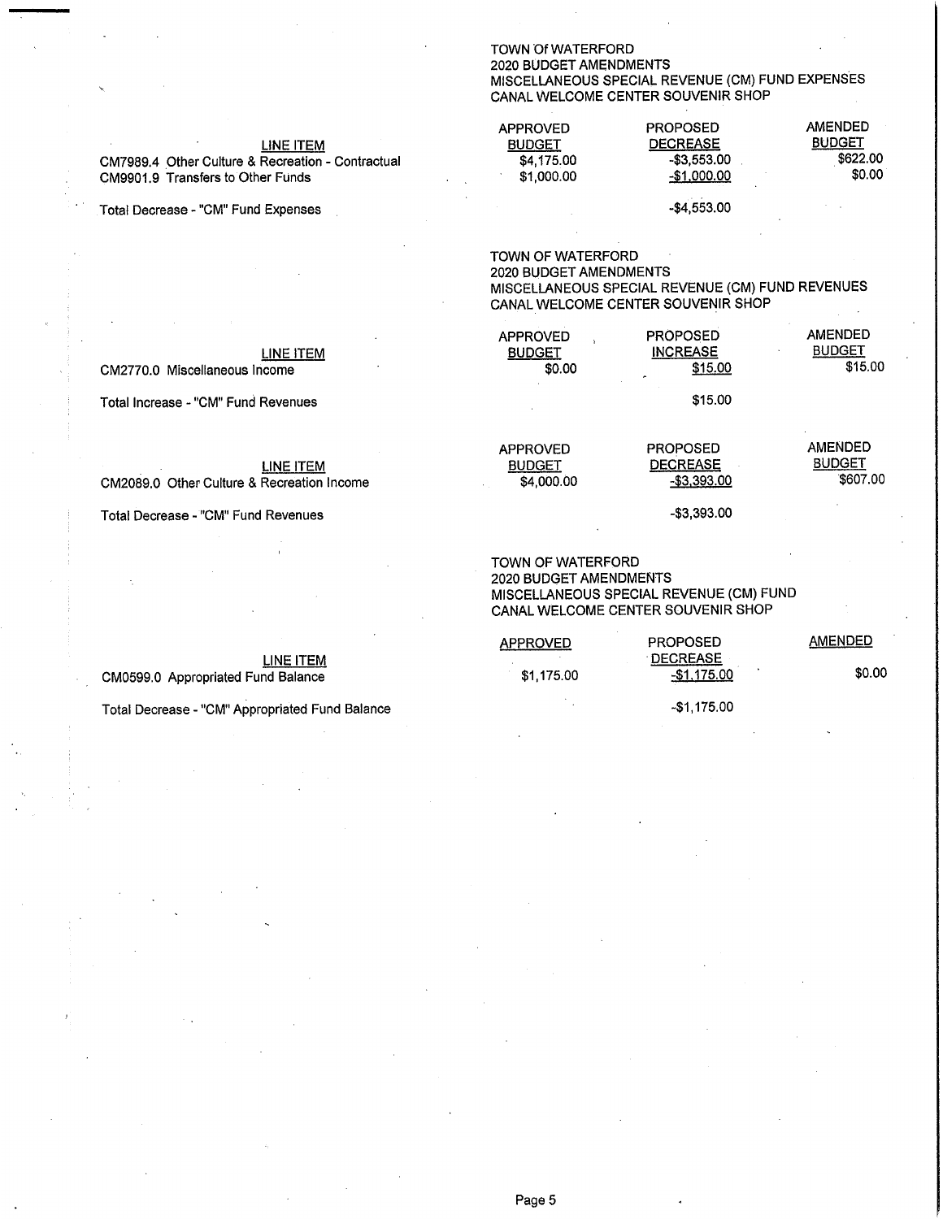TOWN Of WATERFORD
2020 BUDGET AMENDMENTS
MISCELLANEOUS SPECIAL REVENUE (CM) FUND EXPENSES
CANAL WELCOME CENTER SOUVENIR SHOP

| LINE ITEM | APPROVED BUDGET | PROPOSED DECREASE | AMENDED BUDGET |
|---|---|---|---|
| CM7989.4 Other Culture & Recreation - Contractual | $4,175.00 | -$3,553.00 | $622.00 |
| CM9901.9 Transfers to Other Funds | $1,000.00 | -$1,000.00 | $0.00 |
| Total Decrease - "CM" Fund Expenses | | -$4,553.00 | |

TOWN OF WATERFORD
2020 BUDGET AMENDMENTS
MISCELLANEOUS SPECIAL REVENUE (CM) FUND REVENUES
CANAL WELCOME CENTER SOUVENIR SHOP

| LINE ITEM | APPROVED BUDGET | PROPOSED INCREASE | AMENDED BUDGET |
|---|---|---|---|
| CM2770.0 Miscellaneous Income | $0.00 | $15.00 | $15.00 |
| Total Increase - "CM" Fund Revenues | | $15.00 | |

| LINE ITEM | APPROVED BUDGET | PROPOSED DECREASE | AMENDED BUDGET |
|---|---|---|---|
| CM2089.0 Other Culture & Recreation Income | $4,000.00 | -$3,393.00 | $607.00 |
| Total Decrease - "CM" Fund Revenues | | -$3,393.00 | |

TOWN OF WATERFORD
2020 BUDGET AMENDMENTS
MISCELLANEOUS SPECIAL REVENUE (CM) FUND
CANAL WELCOME CENTER SOUVENIR SHOP

| LINE ITEM | APPROVED | PROPOSED DECREASE | AMENDED |
|---|---|---|---|
| CM0599.0 Appropriated Fund Balance | $1,175.00 | -$1,175.00 | $0.00 |
| Total Decrease - "CM" Appropriated Fund Balance | | -$1,175.00 | |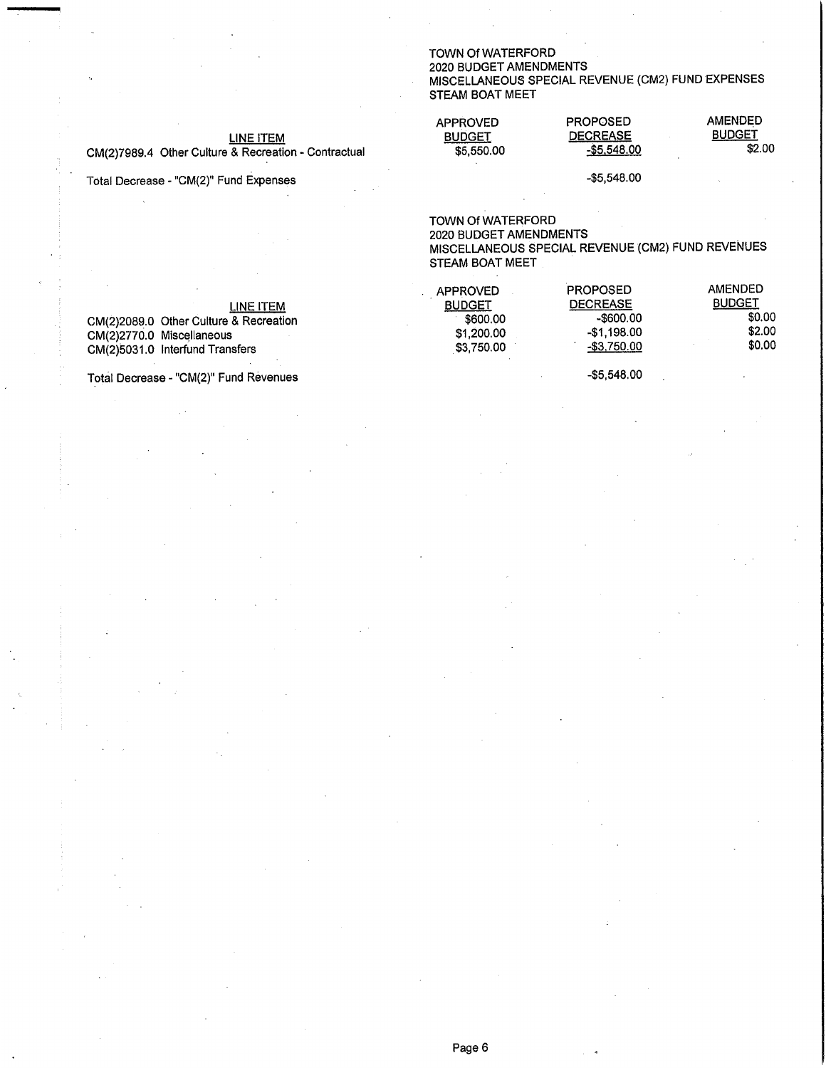TOWN Of WATERFORD
2020 BUDGET AMENDMENTS
MISCELLANEOUS SPECIAL REVENUE (CM2) FUND EXPENSES
STEAM BOAT MEET

| LINE ITEM | APPROVED BUDGET | PROPOSED DECREASE | AMENDED BUDGET |
|---|---|---|---|
| CM(2)7989.4 Other Culture & Recreation - Contractual | $5,550.00 | -$5,548.00 | $2.00 |
| Total Decrease - "CM(2)" Fund Expenses | | -$5,548.00 | |

TOWN Of WATERFORD
2020 BUDGET AMENDMENTS
MISCELLANEOUS SPECIAL REVENUE (CM2) FUND REVENUES
STEAM BOAT MEET

| LINE ITEM | APPROVED BUDGET | PROPOSED DECREASE | AMENDED BUDGET |
|---|---|---|---|
| CM(2)2089.0 Other Culture & Recreation | $600.00 | -$600.00 | $0.00 |
| CM(2)2770.0 Miscellaneous | $1,200.00 | -$1,198.00 | $2.00 |
| CM(2)5031.0 Interfund Transfers | $3,750.00 | -$3,750.00 | $0.00 |
| Total Decrease - "CM(2)" Fund Revenues | | -$5,548.00 | |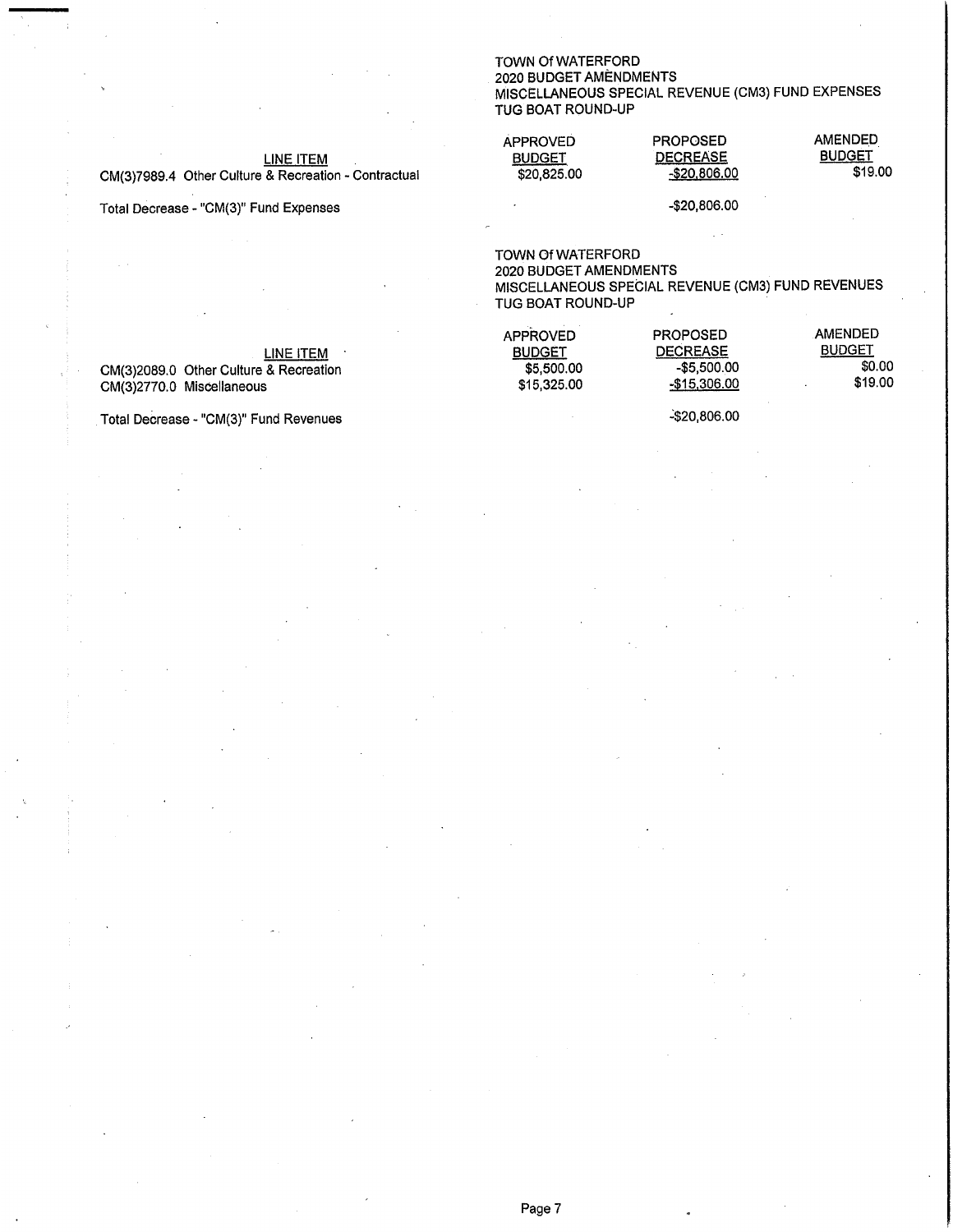TOWN Of WATERFORD
2020 BUDGET AMENDMENTS
MISCELLANEOUS SPECIAL REVENUE (CM3) FUND EXPENSES
TUG BOAT ROUND-UP

| LINE ITEM | APPROVED BUDGET | PROPOSED DECREASE | AMENDED BUDGET |
|---|---|---|---|
| CM(3)7989.4 Other Culture & Recreation - Contractual | $20,825.00 | -$20,806.00 | $19.00 |
| Total Decrease - "CM(3)" Fund Expenses | | -$20,806.00 | |

TOWN Of WATERFORD
2020 BUDGET AMENDMENTS
MISCELLANEOUS SPECIAL REVENUE (CM3) FUND REVENUES
TUG BOAT ROUND-UP

| LINE ITEM | APPROVED BUDGET | PROPOSED DECREASE | AMENDED BUDGET |
|---|---|---|---|
| CM(3)2089.0 Other Culture & Recreation | $5,500.00 | -$5,500.00 | $0.00 |
| CM(3)2770.0 Miscellaneous | $15,325.00 | -$15,306.00 | $19.00 |
| Total Decrease - "CM(3)" Fund Revenues | | -$20,806.00 | |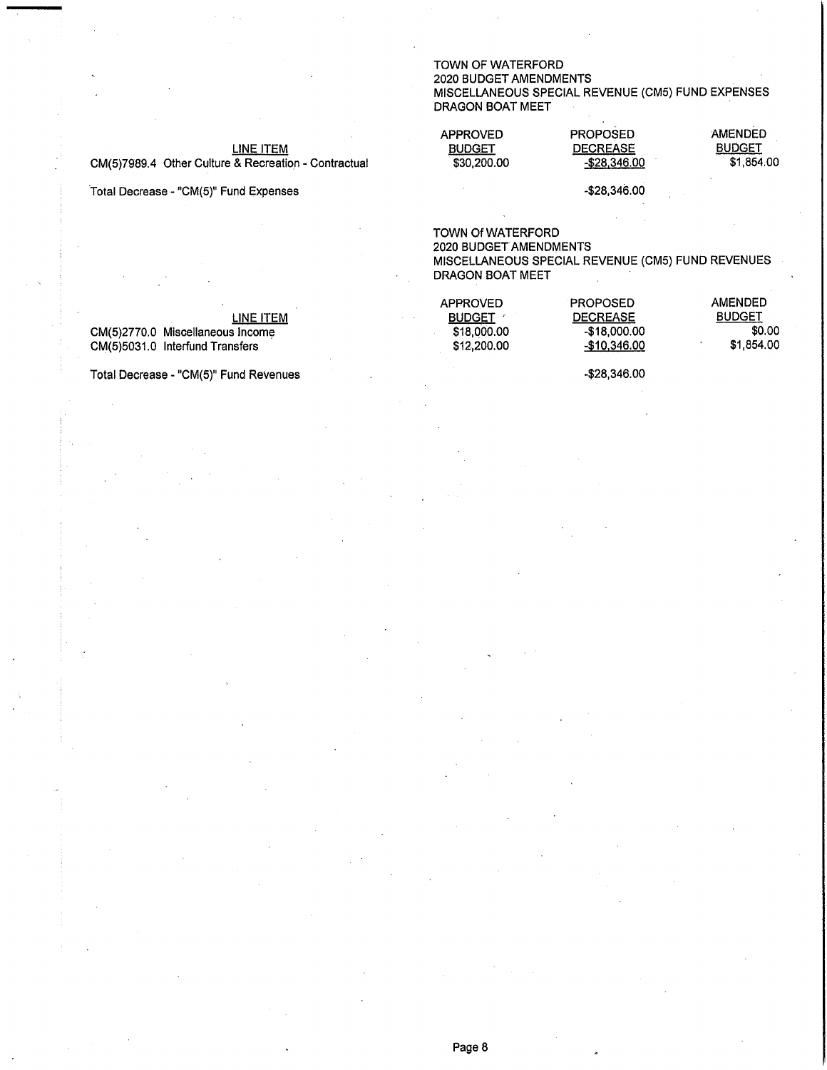TOWN OF WATERFORD
2020 BUDGET AMENDMENTS
MISCELLANEOUS SPECIAL REVENUE (CM5) FUND EXPENSES
DRAGON BOAT MEET

| LINE ITEM | APPROVED BUDGET | PROPOSED DECREASE | AMENDED BUDGET |
|---|---|---|---|
| CM(5)7989.4 Other Culture & Recreation - Contractual | \$30,200.00 | -\$28,346.00 | \$1,854.00 |
| | | | |
| Total Decrease - "CM(5)" Fund Expenses | | -\$28,346.00 | |

TOWN Of WATERFORD
2020 BUDGET AMENDMENTS
MISCELLANEOUS SPECIAL REVENUE (CM5) FUND REVENUES
DRAGON BOAT MEET

| LINE ITEM | APPROVED BUDGET | PROPOSED DECREASE | AMENDED BUDGET |
|---|---|---|---|
| CM(5)2770.0 Miscellaneous Income | \$18,000.00 | -\$18,000.00 | \$0.00 |
| CM(5)5031.0 Interfund Transfers | \$12,200.00 | -\$10,346.00 | \$1,854.00 |
| | | | |
| Total Decrease - "CM(5)" Fund Revenues | | -\$28,346.00 | |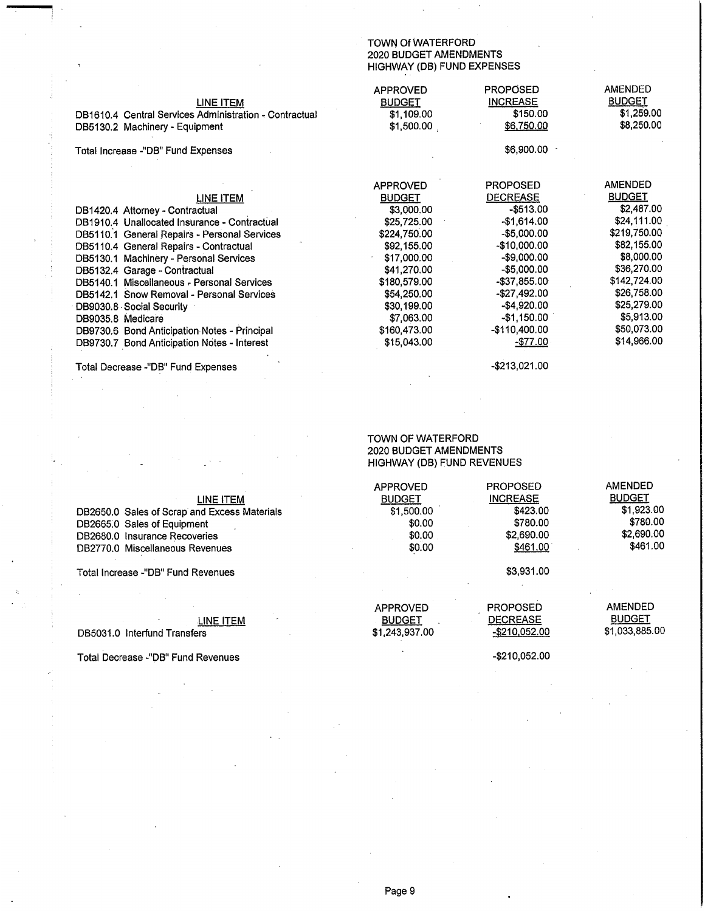TOWN Of WATERFORD
2020 BUDGET AMENDMENTS
HIGHWAY (DB) FUND EXPENSES

| LINE ITEM | APPROVED BUDGET | PROPOSED INCREASE | AMENDED BUDGET |
|---|---|---|---|
| DB1610.4 Central Services Administration - Contractual | $1,109.00 | $150.00 | $1,259.00 |
| DB5130.2 Machinery - Equipment | $1,500.00 | $6,750.00 | $8,250.00 |
| Total Increase -"DB" Fund Expenses | | $6,900.00 | |

| LINE ITEM | APPROVED BUDGET | PROPOSED DECREASE | AMENDED BUDGET |
|---|---|---|---|
| DB1420.4 Attorney - Contractual | $3,000.00 | -$513.00 | $2,487.00 |
| DB1910.4 Unallocated Insurance - Contractual | $25,725.00 | -$1,614.00 | $24,111.00 |
| DB5110.1 General Repairs - Personal Services | $224,750.00 | -$5,000.00 | $219,750.00 |
| DB5110.4 General Repairs - Contractual | $92,155.00 | -$10,000.00 | $82,155.00 |
| DB5130.1 Machinery - Personal Services | $17,000.00 | -$9,000.00 | $8,000.00 |
| DB5132.4 Garage - Contractual | $41,270.00 | -$5,000.00 | $36,270.00 |
| DB5140.1 Miscellaneous - Personal Services | $180,579.00 | -$37,855.00 | $142,724.00 |
| DB5142.1 Snow Removal - Personal Services | $54,250.00 | -$27,492.00 | $26,758.00 |
| DB9030.8 Social Security | $30,199.00 | -$4,920.00 | $25,279.00 |
| DB9035.8 Medicare | $7,063.00 | -$1,150.00 | $5,913.00 |
| DB9730.6 Bond Anticipation Notes - Principal | $160,473.00 | -$110,400.00 | $50,073.00 |
| DB9730.7 Bond Anticipation Notes - Interest | $15,043.00 | -$77.00 | $14,966.00 |
| Total Decrease -"DB" Fund Expenses | | -$213,021.00 | |

TOWN OF WATERFORD
2020 BUDGET AMENDMENTS
HIGHWAY (DB) FUND REVENUES

| LINE ITEM | APPROVED BUDGET | PROPOSED INCREASE | AMENDED BUDGET |
|---|---|---|---|
| DB2650.0 Sales of Scrap and Excess Materials | $1,500.00 | $423.00 | $1,923.00 |
| DB2665.0 Sales of Equipment | $0.00 | $780.00 | $780.00 |
| DB2680.0 Insurance Recoveries | $0.00 | $2,690.00 | $2,690.00 |
| DB2770.0 Miscellaneous Revenues | $0.00 | $461.00 | $461.00 |
| Total Increase -"DB" Fund Revenues | | $3,931.00 | |

| LINE ITEM | APPROVED BUDGET | PROPOSED DECREASE | AMENDED BUDGET |
|---|---|---|---|
| DB5031.0 Interfund Transfers | $1,243,937.00 | -$210,052.00 | $1,033,885.00 |
| Total Decrease -"DB" Fund Revenues | | -$210,052.00 | |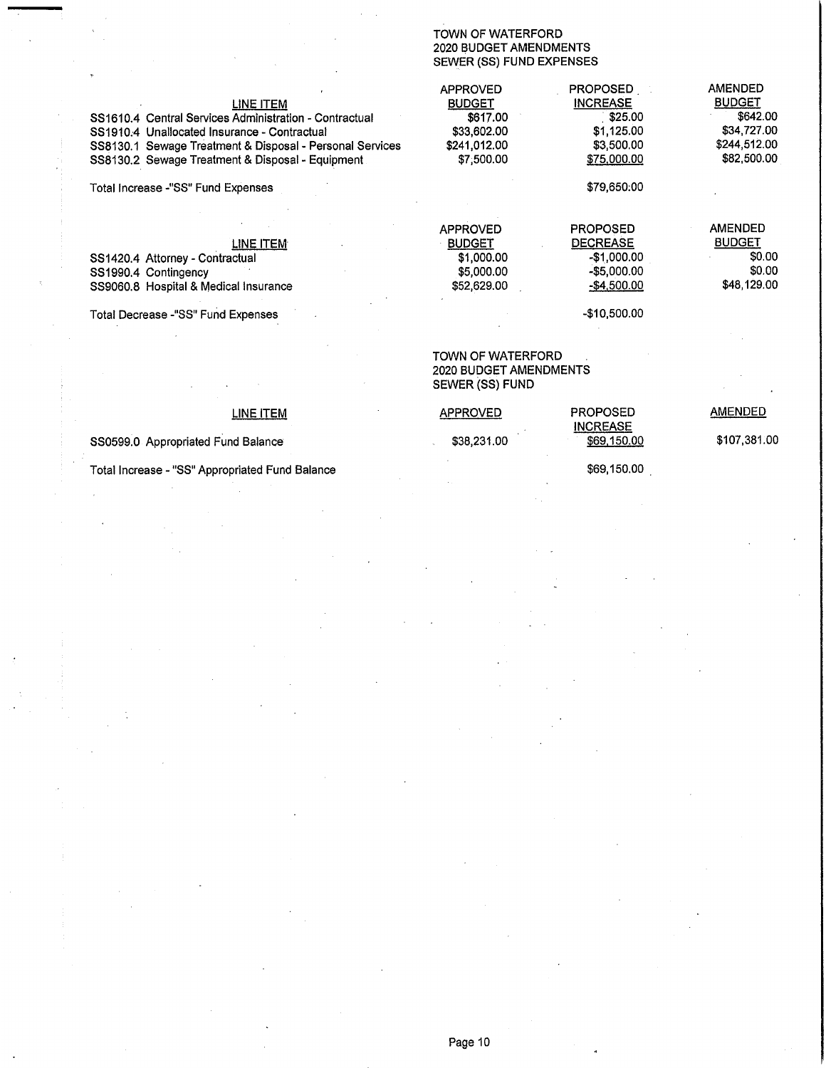TOWN OF WATERFORD
2020 BUDGET AMENDMENTS
SEWER (SS) FUND EXPENSES

| LINE ITEM | APPROVED BUDGET | PROPOSED INCREASE | AMENDED BUDGET |
|---|---|---|---|
| SS1610.4 Central Services Administration - Contractual | $617.00 | $25.00 | $642.00 |
| SS1910.4 Unallocated Insurance - Contractual | $33,602.00 | $1,125.00 | $34,727.00 |
| SS8130.1 Sewage Treatment & Disposal - Personal Services | $241,012.00 | $3,500.00 | $244,512.00 |
| SS8130.2 Sewage Treatment & Disposal - Equipment | $7,500.00 | $75,000.00 | $82,500.00 |
| Total Increase -"SS" Fund Expenses | | $79,650.00 | |

| LINE ITEM | APPROVED BUDGET | PROPOSED DECREASE | AMENDED BUDGET |
|---|---|---|---|
| SS1420.4 Attorney - Contractual | $1,000.00 | -$1,000.00 | $0.00 |
| SS1990.4 Contingency | $5,000.00 | -$5,000.00 | $0.00 |
| SS9060.8 Hospital & Medical Insurance | $52,629.00 | -$4,500.00 | $48,129.00 |
| Total Decrease -"SS" Fund Expenses | | -$10,500.00 | |

TOWN OF WATERFORD
2020 BUDGET AMENDMENTS
SEWER (SS) FUND

| LINE ITEM | APPROVED | PROPOSED INCREASE | AMENDED |
|---|---|---|---|
| SS0599.0 Appropriated Fund Balance | $38,231.00 | $69,150.00 | $107,381.00 |
| Total Increase - "SS" Appropriated Fund Balance | | $69,150.00 | |